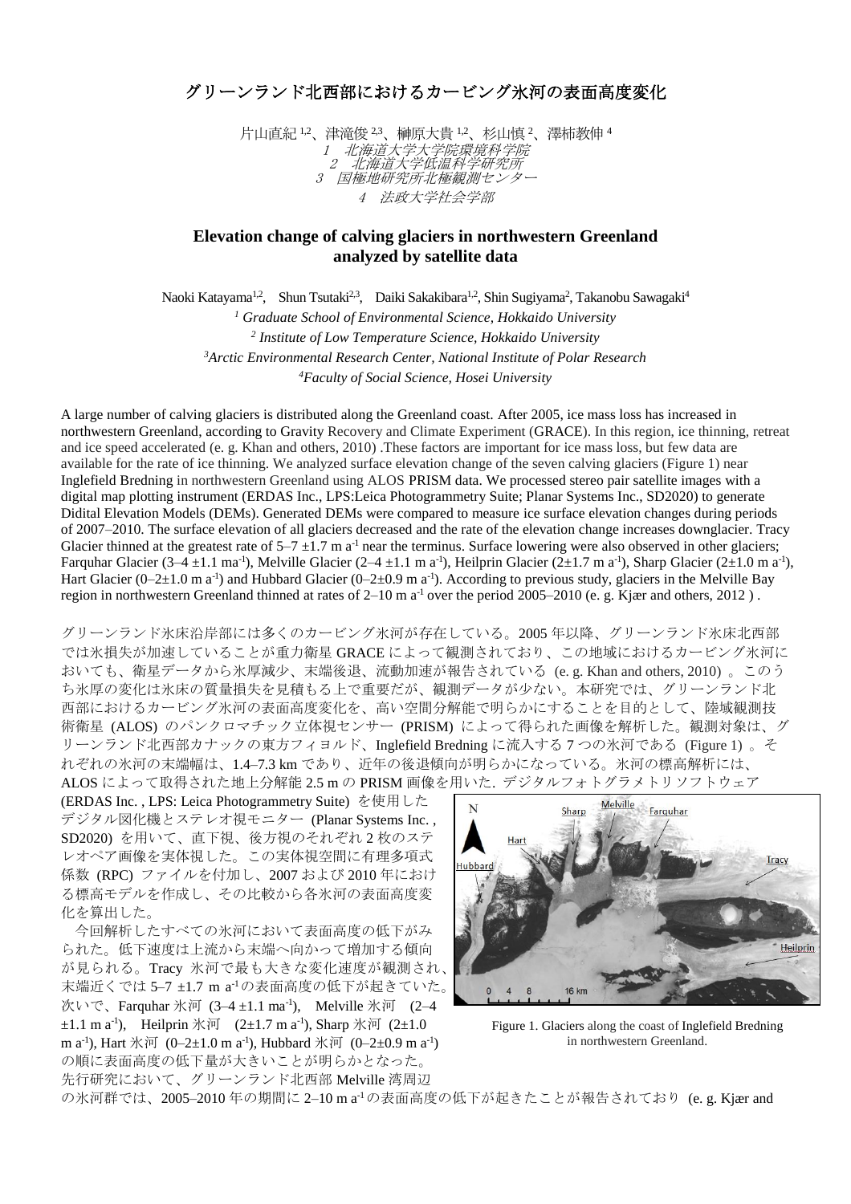# グリーンランド北西部におけるカービング氷河の表面高度変化

片山直紀[1,2]、津滝俊[2,3]、榊原大貴[1,2]、杉山慎[2]、澤柿教伸[4]

*1　北海道大学大学院環境科学院*
*2　北海道大学低温科学研究所*
*3　国極地研究所北極観測センター*
*4　法政大学社会学部*

## Elevation change of calving glaciers in northwestern Greenland analyzed by satellite data

Naoki Katayama[1,2], Shun Tsutaki[2,3], Daiki Sakakibara[1,2], Shin Sugiyama[2], Takanobu Sawagaki[4]

*[1] Graduate School of Environmental Science, Hokkaido University*
*[2] Institute of Low Temperature Science, Hokkaido University*
*[3]Arctic Environmental Research Center, National Institute of Polar Research*
*[4]Faculty of Social Science, Hosei University*

A large number of calving glaciers is distributed along the Greenland coast. After 2005, ice mass loss has increased in northwestern Greenland, according to Gravity Recovery and Climate Experiment (GRACE). In this region, ice thinning, retreat and ice speed accelerated (e. g. Khan and others, 2010) .These factors are important for ice mass loss, but few data are available for the rate of ice thinning. We analyzed surface elevation change of the seven calving glaciers (Figure 1) near Inglefield Bredning in northwestern Greenland using ALOS PRISM data. We processed stereo pair satellite images with a digital map plotting instrument (ERDAS Inc., LPS:Leica Photogrammetry Suite; Planar Systems Inc., SD2020) to generate Didital Elevation Models (DEMs). Generated DEMs were compared to measure ice surface elevation changes during periods of 2007–2010. The surface elevation of all glaciers decreased and the rate of the elevation change increases downglacier. Tracy Glacier thinned at the greatest rate of 5–7 ±1.7 m $a^{-1}$ near the terminus. Surface lowering were also observed in other glaciers; Farquhar Glacier (3–4 ±1.1 m$a^{-1}$), Melville Glacier (2–4 ±1.1 m $a^{-1}$), Heilprin Glacier (2±1.7 m $a^{-1}$), Sharp Glacier (2±1.0 m $a^{-1}$), Hart Glacier (0–2±1.0 m $a^{-1}$) and Hubbard Glacier (0–2±0.9 m $a^{-1}$). According to previous study, glaciers in the Melville Bay region in northwestern Greenland thinned at rates of 2–10 m $a^{-1}$ over the period 2005–2010 (e. g. Kjær and others, 2012 ) .

グリーンランド氷床沿岸部には多くのカービング氷河が存在している。2005 年以降、グリーンランド氷床北西部では氷損失が加速していることが重力衛星 GRACE によって観測されており、この地域におけるカービング氷河においても、衛星データから氷厚減少、末端後退、流動加速が報告されている (e. g. Khan and others, 2010) 。このうち氷厚の変化は氷床の質量損失を見積もる上で重要だが、観測データが少ない。本研究では、グリーンランド北西部におけるカービング氷河の表面高度変化を、高い空間分解能で明らかにすることを目的として、陸域観測技術衛星 (ALOS) のパンクロマチック立体視センサー (PRISM) によって得られた画像を解析した。観測対象は、グリーンランド北西部カナックの東方フィヨルド、Inglefield Bredning に流入する 7 つの氷河である (Figure 1) 。それぞれの氷河の末端幅は、1.4–7.3 km であり、近年の後退傾向が明らかになっている。氷河の標高解析には、ALOS によって取得された地上分解能 2.5 m の PRISM 画像を用いた. デジタルフォトグラメトリソフトウェア (ERDAS Inc. , LPS: Leica Photogrammetry Suite) を使用したデジタル図化機とステレオ視モニター (Planar Systems Inc. , SD2020) を用いて、直下視、後方視のそれぞれ 2 枚のステレオペア画像を実体視した。この実体視空間に有理多項式係数 (RPC) ファイルを付加し、2007 および 2010 年における標高モデルを作成し、その比較から各氷河の表面高度変化を算出した。

今回解析したすべての氷河において表面高度の低下がみられた。低下速度は上流から末端へ向かって増加する傾向が見られる。Tracy 氷河で最も大きな変化速度が観測され、末端近くでは 5–7 ±1.7 m $a^{-1}$の表面高度の低下が起きていた。次いで、Farquhar 氷河 (3–4 ±1.1 m$a^{-1}$), Melville 氷河 (2–4 ±1.1 m $a^{-1}$), Heilprin 氷河 (2±1.7 m $a^{-1}$), Sharp 氷河 (2±1.0 m $a^{-1}$), Hart 氷河 (0–2±1.0 m $a^{-1}$), Hubbard 氷河 (0–2±0.9 m $a^{-1}$) の順に表面高度の低下量が大きいことが明らかとなった。先行研究において、グリーンランド北西部 Melville 湾周辺の氷河群では、2005–2010 年の期間に 2–10 m $a^{-1}$の表面高度の低下が起きたことが報告されており (e. g. Kjær and

Figure 1. Glaciers along the coast of Inglefield Bredning in northwestern Greenland.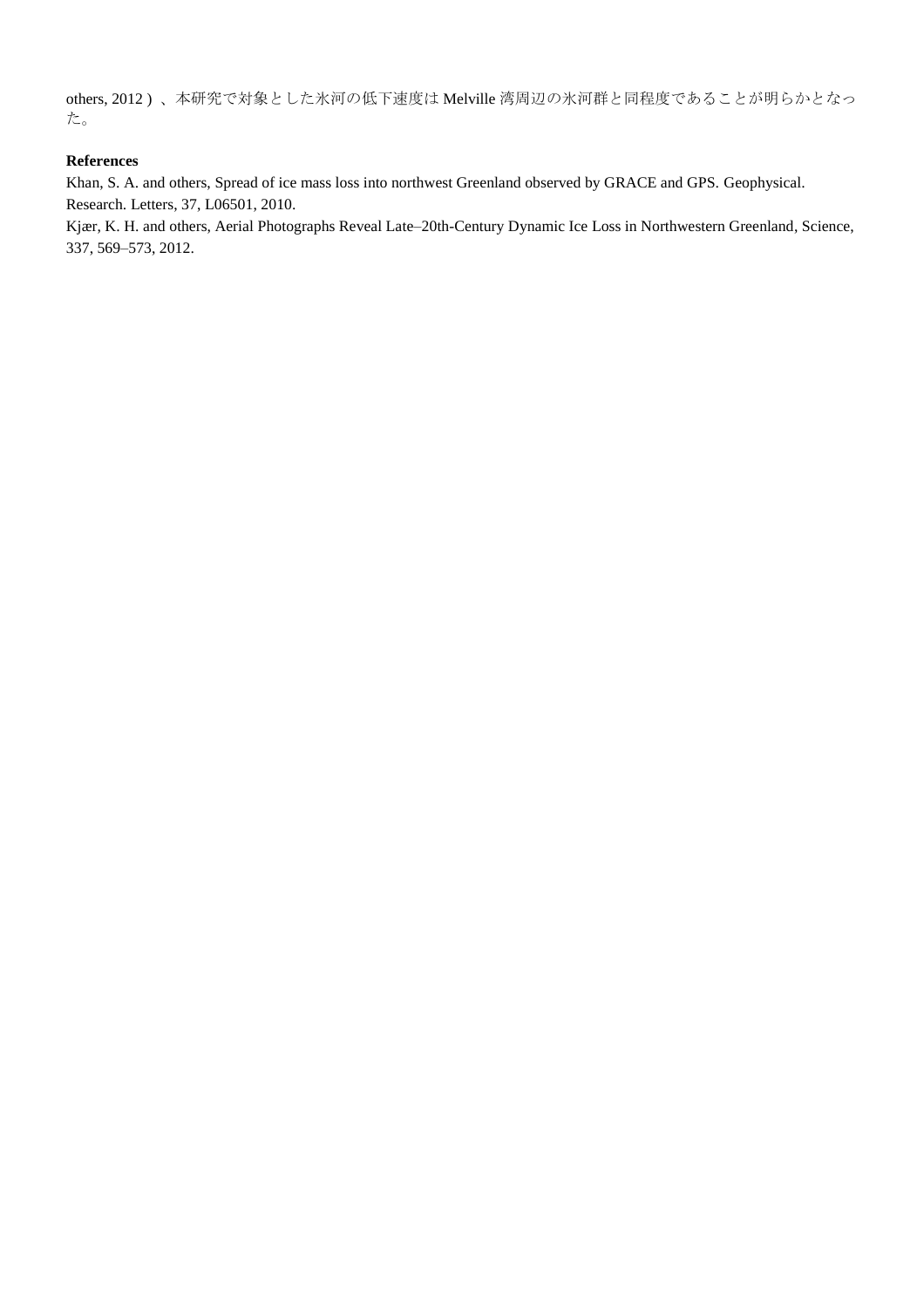others, 2012 ) 、本研究で対象とした氷河の低下速度は Melville 湾周辺の氷河群と同程度であることが明らかとなった。

**References**

Khan, S. A. and others, Spread of ice mass loss into northwest Greenland observed by GRACE and GPS. Geophysical. Research. Letters, 37, L06501, 2010.

Kjær, K. H. and others, Aerial Photographs Reveal Late–20th-Century Dynamic Ice Loss in Northwestern Greenland, Science, 337, 569–573, 2012.